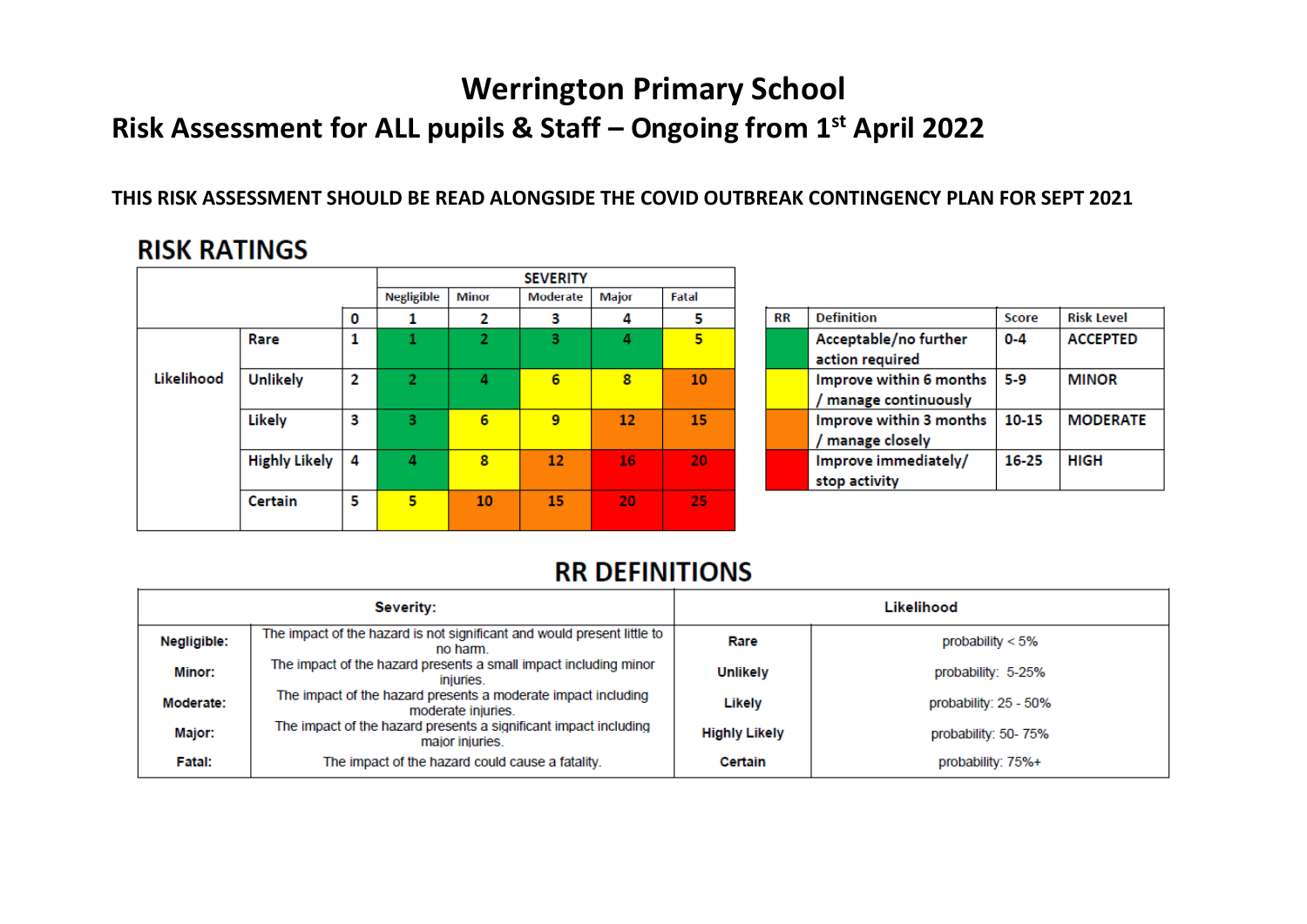# Werrington Primary School

## Risk Assessment for ALL pupils & Staff – Ongoing from 1st April 2022

**THIS RISK ASSESSMENT SHOULD BE READ ALONGSIDE THE COVID OUTBREAK CONTINGENCY PLAN FOR SEPT 2021**

## RISK RATINGS

| | | | SEVERITY | | | | |
|---|---|---|---|---|---|---|---|
| | | | Negligible | Minor | Moderate | Major | Fatal |
| | | 0 | 1 | 2 | 3 | 4 | 5 |
| Likelihood | Rare | 1 | 1 | 2 | 3 | 4 | 5 |
| | Unlikely | 2 | 2 | 4 | 6 | 8 | 10 |
| | Likely | 3 | 3 | 6 | 9 | 12 | 15 |
| | Highly Likely | 4 | 4 | 8 | 12 | 16 | 20 |
| | Certain | 5 | 5 | 10 | 15 | 20 | 25 |

| RR | Definition | Score | Risk Level |
|---|---|---|---|
| | Acceptable/no further action required | 0-4 | ACCEPTED |
| | Improve within 6 months / manage continuously | 5-9 | MINOR |
| | Improve within 3 months / manage closely | 10-15 | MODERATE |
| | Improve immediately/ stop activity | 16-25 | HIGH |

## RR DEFINITIONS

| Severity: | | Likelihood | |
|---|---|---|---|
| **Negligible:** | The impact of the hazard is not significant and would present little to no harm. | **Rare** | probability < 5% |
| **Minor:** | The impact of the hazard presents a small impact including minor injuries. | **Unlikely** | probability: 5-25% |
| **Moderate:** | The impact of the hazard presents a moderate impact including moderate injuries. | **Likely** | probability: 25 - 50% |
| **Major:** | The impact of the hazard presents a significant impact including major injuries. | **Highly Likely** | probability: 50- 75% |
| **Fatal:** | The impact of the hazard could cause a fatality. | **Certain** | probability: 75%+ |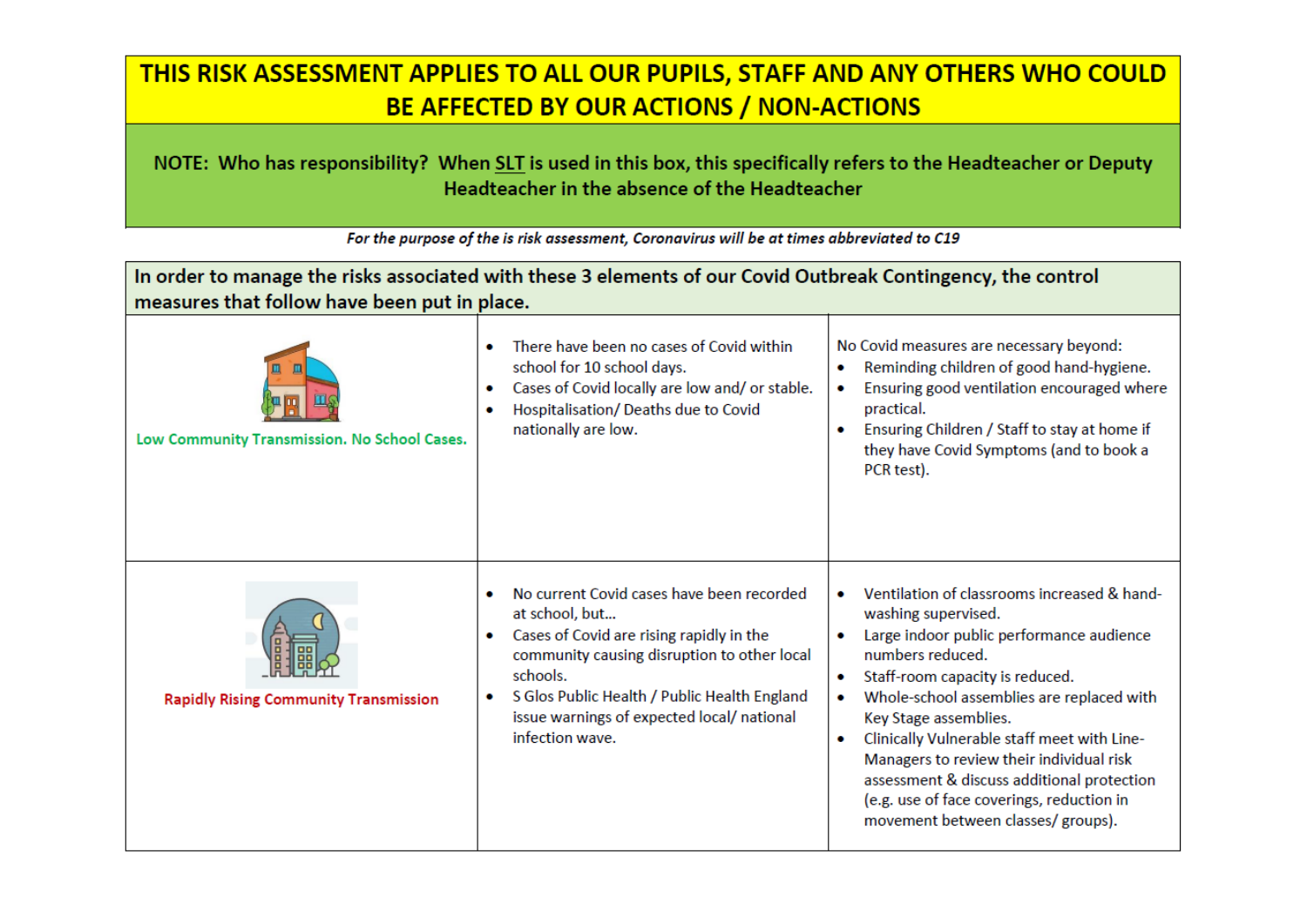**THIS RISK ASSESSMENT APPLIES TO ALL OUR PUPILS, STAFF AND ANY OTHERS WHO COULD BE AFFECTED BY OUR ACTIONS / NON-ACTIONS**

**NOTE: Who has responsibility? When SLT is used in this box, this specifically refers to the Headteacher or Deputy Headteacher in the absence of the Headteacher**

***For the purpose of the is risk assessment, Coronavirus will be at times abbreviated to C19***

| **In order to manage the risks associated with these 3 elements of our Covid Outbreak Contingency, the control measures that follow have been put in place.** | | |
|---|---|---|
| Low Community Transmission. No School Cases. | • There have been no cases of Covid within school for 10 school days.<br>• Cases of Covid locally are low and/ or stable.<br>• Hospitalisation/ Deaths due to Covid nationally are low. | No Covid measures are necessary beyond:<br>• Reminding children of good hand-hygiene.<br>• Ensuring good ventilation encouraged where practical.<br>• Ensuring Children / Staff to stay at home if they have Covid Symptoms (and to book a PCR test). |
| Rapidly Rising Community Transmission | • No current Covid cases have been recorded at school, but…<br>• Cases of Covid are rising rapidly in the community causing disruption to other local schools.<br>• S Glos Public Health / Public Health England issue warnings of expected local/ national infection wave. | • Ventilation of classrooms increased & hand-washing supervised.<br>• Large indoor public performance audience numbers reduced.<br>• Staff-room capacity is reduced.<br>• Whole-school assemblies are replaced with Key Stage assemblies.<br>• Clinically Vulnerable staff meet with Line-Managers to review their individual risk assessment & discuss additional protection (e.g. use of face coverings, reduction in movement between classes/ groups). |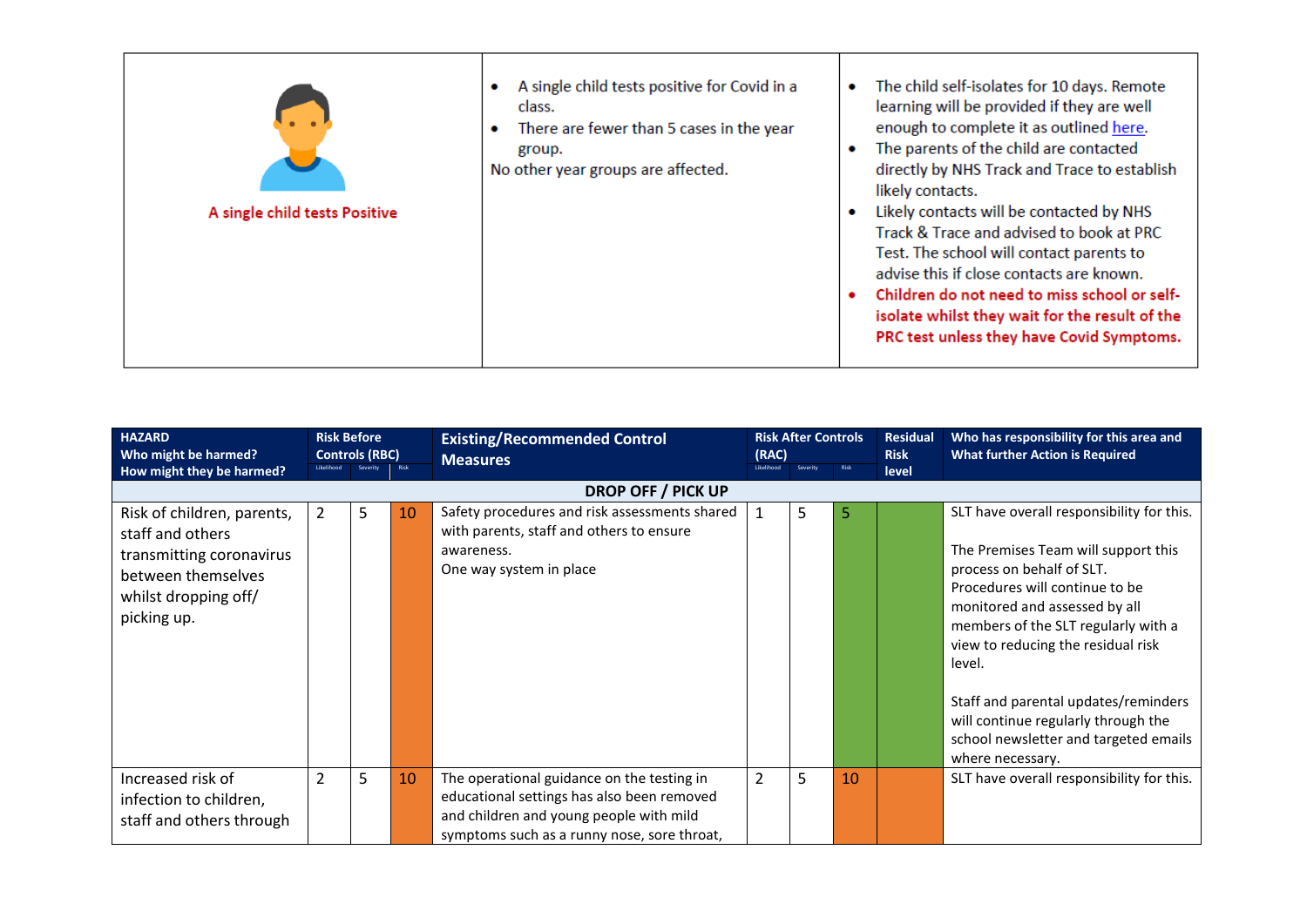| A single child tests Positive | • A single child tests positive for Covid in a class.<br>• There are fewer than 5 cases in the year group.<br>No other year groups are affected. | • The child self-isolates for 10 days. Remote learning will be provided if they are well enough to complete it as outlined here.<br>• The parents of the child are contacted directly by NHS Track and Trace to establish likely contacts.<br>• Likely contacts will be contacted by NHS Track & Trace and advised to book at PRC Test. The school will contact parents to advise this if close contacts are known.<br>• **Children do not need to miss school or self-isolate whilst they wait for the result of the PRC test unless they have Covid Symptoms.** |
|---|---|---|

| HAZARD<br>Who might be harmed?<br>How might they be harmed? | Risk Before Controls (RBC) | | | Existing/Recommended Control Measures | Risk After Controls (RAC) | | | Residual Risk level | Who has responsibility for this area and What further Action is Required |
|---|---|---|---|---|---|---|---|---|---|
| | Likelihood | Severity | Risk | | Likelihood | Severity | Risk | | |
| **DROP OFF / PICK UP** | | | | | | | | | |
| Risk of children, parents, staff and others transmitting coronavirus between themselves whilst dropping off/ picking up. | 2 | 5 | 10 | Safety procedures and risk assessments shared with parents, staff and others to ensure awareness.<br>One way system in place | 1 | 5 | 5 | | SLT have overall responsibility for this.<br><br>The Premises Team will support this process on behalf of SLT.<br>Procedures will continue to be monitored and assessed by all members of the SLT regularly with a view to reducing the residual risk level.<br><br>Staff and parental updates/reminders will continue regularly through the school newsletter and targeted emails where necessary. |
| Increased risk of infection to children, staff and others through | 2 | 5 | 10 | The operational guidance on the testing in educational settings has also been removed and children and young people with mild symptoms such as a runny nose, sore throat, | 2 | 5 | 10 | | SLT have overall responsibility for this. |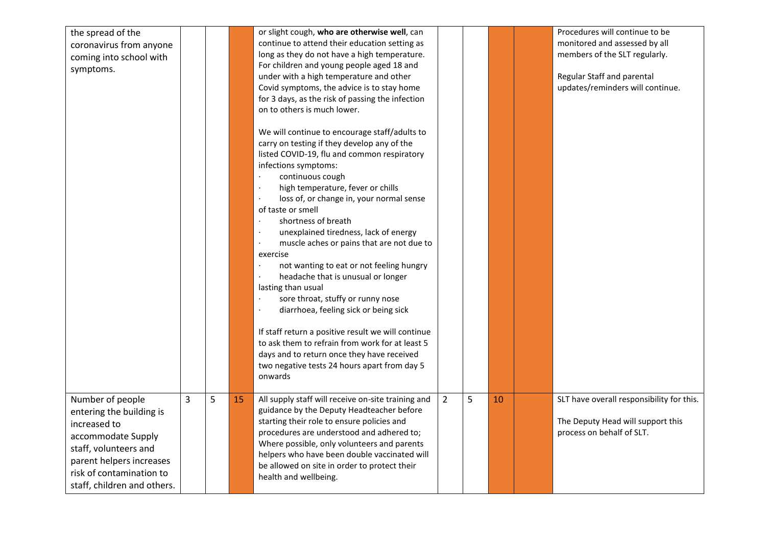| | | | | | | | | | |
|---|---|---|---|---|---|---|---|---|---|
| the spread of the coronavirus from anyone coming into school with symptoms. | | | | or slight cough, **who are otherwise well**, can continue to attend their education setting as long as they do not have a high temperature. For children and young people aged 18 and under with a high temperature and other Covid symptoms, the advice is to stay home for 3 days, as the risk of passing the infection on to others is much lower.<br><br>We will continue to encourage staff/adults to carry on testing if they develop any of the listed COVID-19, flu and common respiratory infections symptoms:<br>· continuous cough<br>· high temperature, fever or chills<br>· loss of, or change in, your normal sense of taste or smell<br>· shortness of breath<br>· unexplained tiredness, lack of energy<br>· muscle aches or pains that are not due to exercise<br>· not wanting to eat or not feeling hungry<br>· headache that is unusual or longer lasting than usual<br>· sore throat, stuffy or runny nose<br>· diarrhoea, feeling sick or being sick<br><br>If staff return a positive result we will continue to ask them to refrain from work for at least 5 days and to return once they have received two negative tests 24 hours apart from day 5 onwards | | | | | Procedures will continue to be monitored and assessed by all members of the SLT regularly.<br><br>Regular Staff and parental updates/reminders will continue. |
| Number of people entering the building is increased to accommodate Supply staff, volunteers and parent helpers increases risk of contamination to staff, children and others. | 3 | 5 | 15 | All supply staff will receive on-site training and guidance by the Deputy Headteacher before starting their role to ensure policies and procedures are understood and adhered to; Where possible, only volunteers and parents helpers who have been double vaccinated will be allowed on site in order to protect their health and wellbeing. | 2 | 5 | 10 | | SLT have overall responsibility for this.<br><br>The Deputy Head will support this process on behalf of SLT. |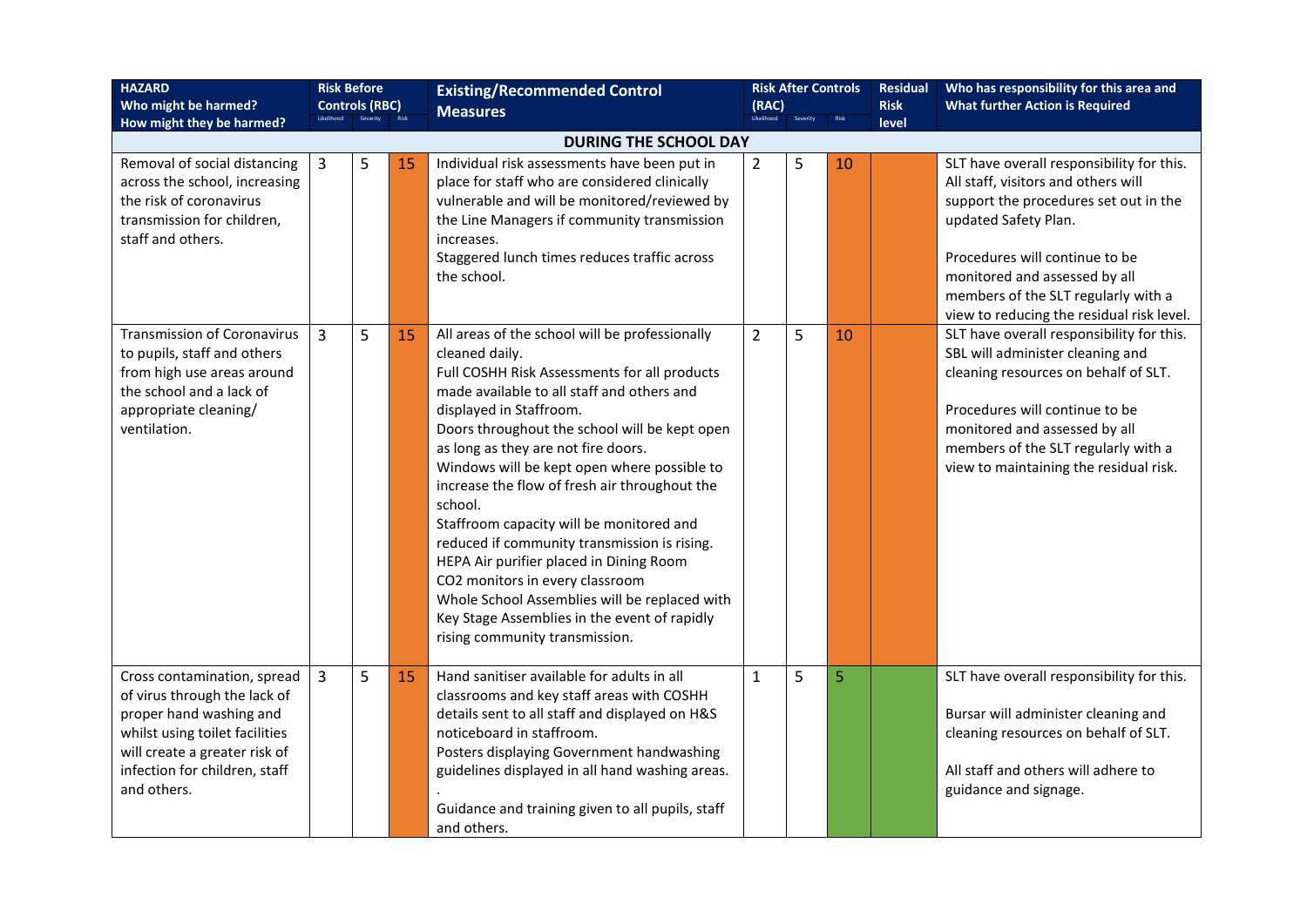| HAZARD<br>Who might be harmed?<br>How might they be harmed? | Risk Before Controls (RBC) | | | Existing/Recommended Control Measures | Risk After Controls (RAC) | | | Residual Risk level | Who has responsibility for this area and What further Action is Required |
|---|---|---|---|---|---|---|---|---|---|
| | Likelihood | Severity | Risk | | Likelihood | Severity | Risk | | |
| **DURING THE SCHOOL DAY** | | | | | | | | | |
| Removal of social distancing across the school, increasing the risk of coronavirus transmission for children, staff and others. | 3 | 5 | 15 | Individual risk assessments have been put in place for staff who are considered clinically vulnerable and will be monitored/reviewed by the Line Managers if community transmission increases.<br>Staggered lunch times reduces traffic across the school. | 2 | 5 | 10 | | SLT have overall responsibility for this. All staff, visitors and others will support the procedures set out in the updated Safety Plan.<br><br>Procedures will continue to be monitored and assessed by all members of the SLT regularly with a view to reducing the residual risk level. |
| Transmission of Coronavirus to pupils, staff and others from high use areas around the school and a lack of appropriate cleaning/ ventilation. | 3 | 5 | 15 | All areas of the school will be professionally cleaned daily.<br>Full COSHH Risk Assessments for all products made available to all staff and others and displayed in Staffroom.<br>Doors throughout the school will be kept open as long as they are not fire doors.<br>Windows will be kept open where possible to increase the flow of fresh air throughout the school.<br>Staffroom capacity will be monitored and reduced if community transmission is rising.<br>HEPA Air purifier placed in Dining Room<br>CO2 monitors in every classroom<br>Whole School Assemblies will be replaced with Key Stage Assemblies in the event of rapidly rising community transmission. | 2 | 5 | 10 | | SLT have overall responsibility for this. SBL will administer cleaning and cleaning resources on behalf of SLT.<br><br>Procedures will continue to be monitored and assessed by all members of the SLT regularly with a view to maintaining the residual risk. |
| Cross contamination, spread of virus through the lack of proper hand washing and whilst using toilet facilities will create a greater risk of infection for children, staff and others. | 3 | 5 | 15 | Hand sanitiser available for adults in all classrooms and key staff areas with COSHH details sent to all staff and displayed on H&S noticeboard in staffroom.<br>Posters displaying Government handwashing guidelines displayed in all hand washing areas.<br>.<br>Guidance and training given to all pupils, staff and others. | 1 | 5 | 5 | | SLT have overall responsibility for this.<br><br>Bursar will administer cleaning and cleaning resources on behalf of SLT.<br><br>All staff and others will adhere to guidance and signage. |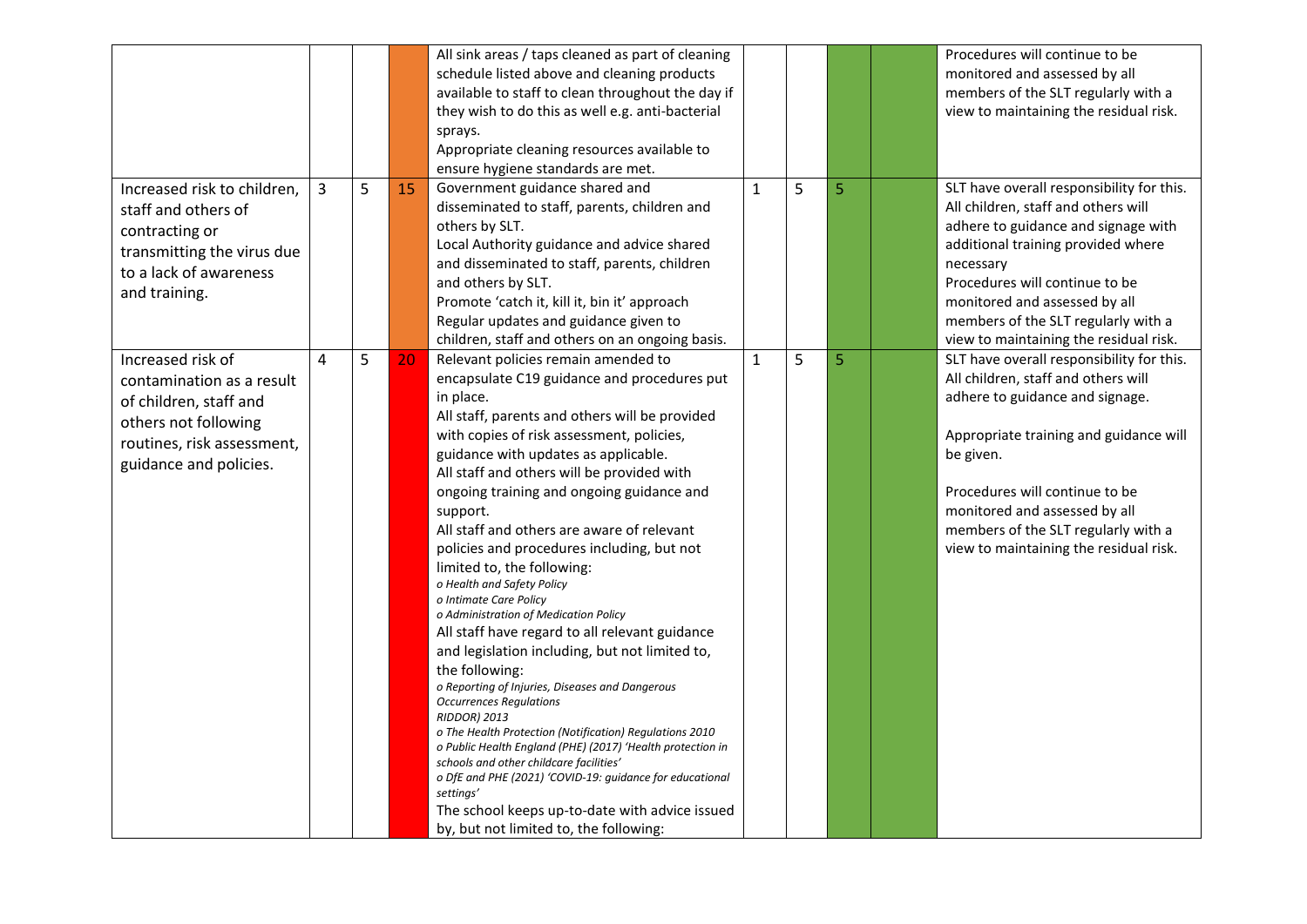| | | | | | | | | | |
|---|---|---|---|---|---|---|---|---|---|
| | | | | All sink areas / taps cleaned as part of cleaning schedule listed above and cleaning products available to staff to clean throughout the day if they wish to do this as well e.g. anti-bacterial sprays.<br>Appropriate cleaning resources available to ensure hygiene standards are met. | | | | | Procedures will continue to be monitored and assessed by all members of the SLT regularly with a view to maintaining the residual risk. |
| Increased risk to children, staff and others of contracting or transmitting the virus due to a lack of awareness and training. | 3 | 5 | 15 | Government guidance shared and disseminated to staff, parents, children and others by SLT.<br>Local Authority guidance and advice shared and disseminated to staff, parents, children and others by SLT.<br>Promote 'catch it, kill it, bin it' approach<br>Regular updates and guidance given to children, staff and others on an ongoing basis. | 1 | 5 | 5 | | SLT have overall responsibility for this.<br>All children, staff and others will adhere to guidance and signage with additional training provided where necessary<br>Procedures will continue to be monitored and assessed by all members of the SLT regularly with a view to maintaining the residual risk. |
| Increased risk of contamination as a result of children, staff and others not following routines, risk assessment, guidance and policies. | 4 | 5 | 20 | Relevant policies remain amended to encapsulate C19 guidance and procedures put in place.<br>All staff, parents and others will be provided with copies of risk assessment, policies, guidance with updates as applicable.<br>All staff and others will be provided with ongoing training and ongoing guidance and support.<br>All staff and others are aware of relevant policies and procedures including, but not limited to, the following:<br>*o Health and Safety Policy*<br>*o Intimate Care Policy*<br>*o Administration of Medication Policy*<br>All staff have regard to all relevant guidance and legislation including, but not limited to, the following:<br>*o Reporting of Injuries, Diseases and Dangerous Occurrences Regulations RIDDOR) 2013*<br>*o The Health Protection (Notification) Regulations 2010*<br>*o Public Health England (PHE) (2017) 'Health protection in schools and other childcare facilities'*<br>*o DfE and PHE (2021) 'COVID-19: guidance for educational settings'*<br>The school keeps up-to-date with advice issued by, but not limited to, the following: | 1 | 5 | 5 | | SLT have overall responsibility for this.<br>All children, staff and others will adhere to guidance and signage.<br><br>Appropriate training and guidance will be given.<br><br>Procedures will continue to be monitored and assessed by all members of the SLT regularly with a view to maintaining the residual risk. |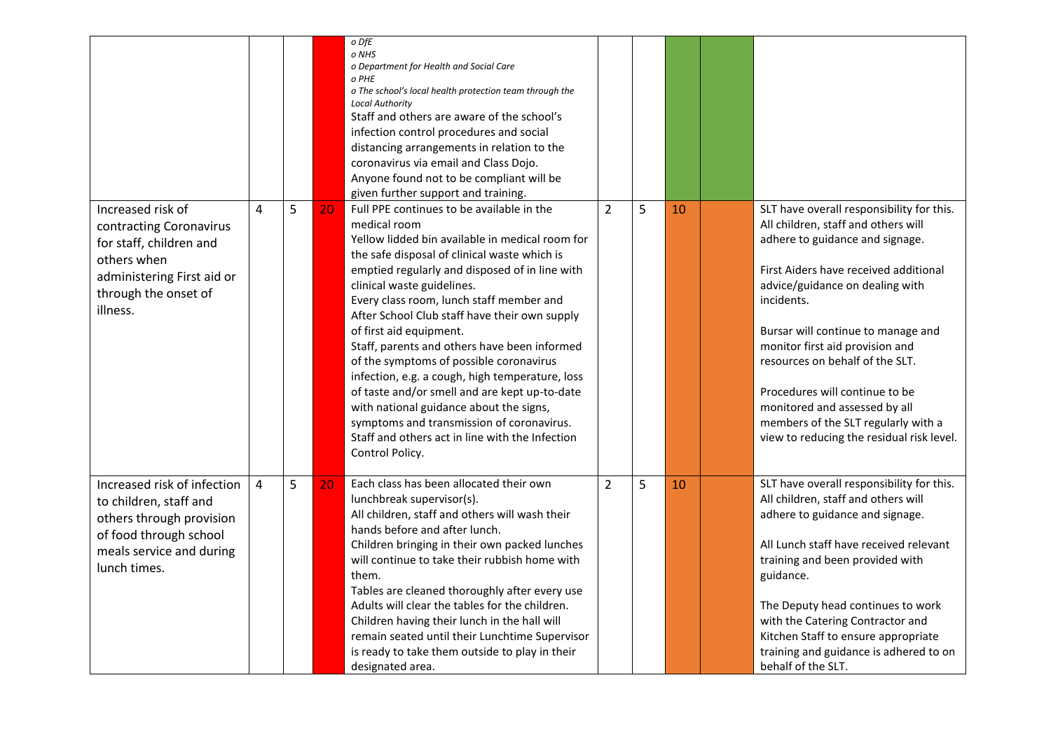| | | | | | | | | | |
|---|---|---|---|---|---|---|---|---|---|
| | | | | *o DfE*<br>*o NHS*<br>*o Department for Health and Social Care*<br>*o PHE*<br>*o The school's local health protection team through the Local Authority*<br>Staff and others are aware of the school's infection control procedures and social distancing arrangements in relation to the coronavirus via email and Class Dojo.<br>Anyone found not to be compliant will be given further support and training. | | | | | |
| Increased risk of contracting Coronavirus for staff, children and others when administering First aid or through the onset of illness. | 4 | 5 | 20 | Full PPE continues to be available in the medical room<br>Yellow lidded bin available in medical room for the safe disposal of clinical waste which is emptied regularly and disposed of in line with clinical waste guidelines.<br>Every class room, lunch staff member and After School Club staff have their own supply of first aid equipment.<br>Staff, parents and others have been informed of the symptoms of possible coronavirus infection, e.g. a cough, high temperature, loss of taste and/or smell and are kept up-to-date with national guidance about the signs, symptoms and transmission of coronavirus.<br>Staff and others act in line with the Infection Control Policy. | 2 | 5 | 10 | | SLT have overall responsibility for this. All children, staff and others will adhere to guidance and signage.<br><br>First Aiders have received additional advice/guidance on dealing with incidents.<br><br>Bursar will continue to manage and monitor first aid provision and resources on behalf of the SLT.<br><br>Procedures will continue to be monitored and assessed by all members of the SLT regularly with a view to reducing the residual risk level. |
| Increased risk of infection to children, staff and others through provision of food through school meals service and during lunch times. | 4 | 5 | 20 | Each class has been allocated their own lunchbreak supervisor(s).<br>All children, staff and others will wash their hands before and after lunch.<br>Children bringing in their own packed lunches will continue to take their rubbish home with them.<br>Tables are cleaned thoroughly after every use<br>Adults will clear the tables for the children.<br>Children having their lunch in the hall will remain seated until their Lunchtime Supervisor is ready to take them outside to play in their designated area. | 2 | 5 | 10 | | SLT have overall responsibility for this. All children, staff and others will adhere to guidance and signage.<br><br>All Lunch staff have received relevant training and been provided with guidance.<br><br>The Deputy head continues to work with the Catering Contractor and Kitchen Staff to ensure appropriate training and guidance is adhered to on behalf of the SLT. |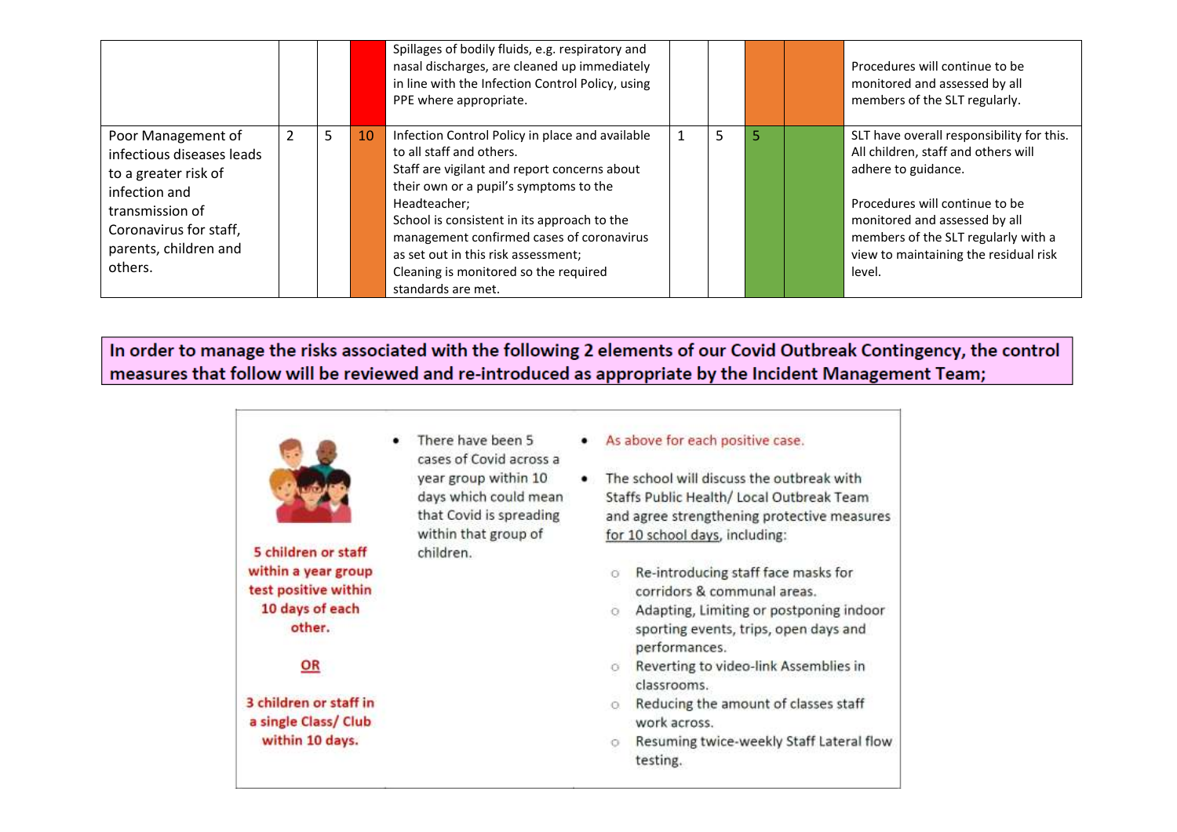| | | | | | | | | | |
|---|---|---|---|---|---|---|---|---|---|
| | | | | Spillages of bodily fluids, e.g. respiratory and nasal discharges, are cleaned up immediately in line with the Infection Control Policy, using PPE where appropriate. | | | | | Procedures will continue to be monitored and assessed by all members of the SLT regularly. |
| Poor Management of infectious diseases leads to a greater risk of infection and transmission of Coronavirus for staff, parents, children and others. | 2 | 5 | 10 | Infection Control Policy in place and available to all staff and others.<br>Staff are vigilant and report concerns about their own or a pupil's symptoms to the Headteacher;<br>School is consistent in its approach to the management confirmed cases of coronavirus as set out in this risk assessment;<br>Cleaning is monitored so the required standards are met. | 1 | 5 | 5 | | SLT have overall responsibility for this. All children, staff and others will adhere to guidance.<br><br>Procedures will continue to be monitored and assessed by all members of the SLT regularly with a view to maintaining the residual risk level. |

**In order to manage the risks associated with the following 2 elements of our Covid Outbreak Contingency, the control measures that follow will be reviewed and re-introduced as appropriate by the Incident Management Team;**

| | | |
|---|---|---|
| **5 children or staff within a year group test positive within 10 days of each other.**<br><br>**OR**<br><br>**3 children or staff in a single Class/ Club within 10 days.** | • There have been 5 cases of Covid across a year group within 10 days which could mean that Covid is spreading within that group of children. | • As above for each positive case.<br>• The school will discuss the outbreak with Staffs Public Health/ Local Outbreak Team and agree strengthening protective measures for 10 school days, including:<br>&nbsp;&nbsp;○ Re-introducing staff face masks for corridors & communal areas.<br>&nbsp;&nbsp;○ Adapting, Limiting or postponing indoor sporting events, trips, open days and performances.<br>&nbsp;&nbsp;○ Reverting to video-link Assemblies in classrooms.<br>&nbsp;&nbsp;○ Reducing the amount of classes staff work across.<br>&nbsp;&nbsp;○ Resuming twice-weekly Staff Lateral flow testing. |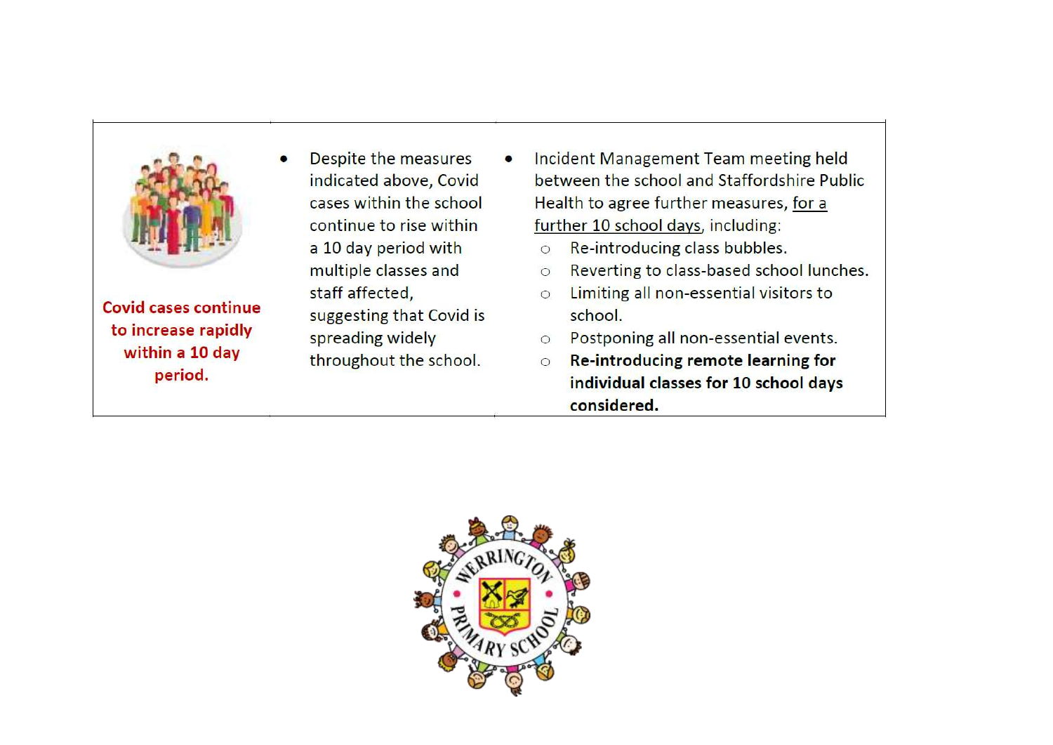| | | |
|---|---|---|
| **Covid cases continue to increase rapidly within a 10 day period.** | • Despite the measures indicated above, Covid cases within the school continue to rise within a 10 day period with multiple classes and staff affected, suggesting that Covid is spreading widely throughout the school. | • Incident Management Team meeting held between the school and Staffordshire Public Health to agree further measures, <u>for a further 10 school days</u>, including:<br>○ Re-introducing class bubbles.<br>○ Reverting to class-based school lunches.<br>○ Limiting all non-essential visitors to school.<br>○ Postponing all non-essential events.<br>○ **Re-introducing remote learning for individual classes for 10 school days considered.** |